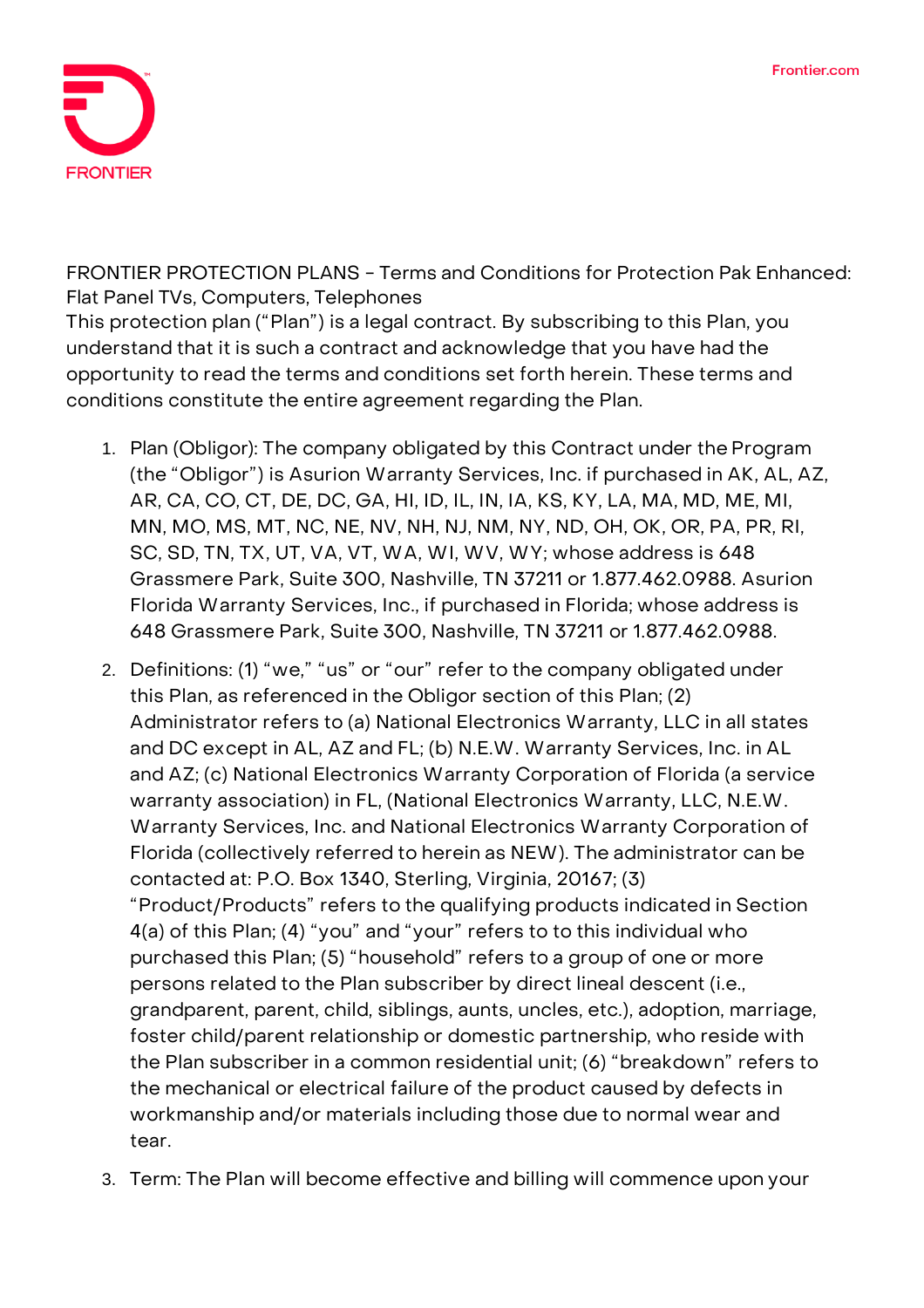FRONTIER

Frontier.com

FRONTIER PROTECTION PLANS – Terms and Conditions for Protection Pak Enhanced: Flat Panel TVs, Computers, Telephones

This protection plan ("Plan") is a legal contract. By subscribing to this Plan, you understand that it is such a contract and acknowledge that you have had the opportunity to read the terms and conditions set forth herein. These terms and conditions constitute the entire agreement regarding the Plan.

1. Plan (Obligor): The company obligated by this Contract under the Program (the "Obligor") is Asurion Warranty Services, Inc. if purchased in AK, AL, AZ, AR, CA, CO, CT, DE, DC, GA, HI, ID, IL, IN, IA, KS, KY, LA, MA, MD, ME, MI, MN, MO, MS, MT, NC, NE, NV, NH, NJ, NM, NY, ND, OH, OK, OR, PA, PR, RI, SC, SD, TN, TX, UT, VA, VT, WA, WI, WV, WY; whose address is 648 Grassmere Park, Suite 300, Nashville, TN 37211 or 1.877.462.0988. Asurion Florida Warranty Services, Inc., if purchased in Florida; whose address is 648 Grassmere Park, Suite 300, Nashville, TN 37211 or 1.877.462.0988.
2. Definitions: (1) "we," "us" or "our" refer to the company obligated under this Plan, as referenced in the Obligor section of this Plan; (2) Administrator refers to (a) National Electronics Warranty, LLC in all states and DC except in AL, AZ and FL; (b) N.E.W. Warranty Services, Inc. in AL and AZ; (c) National Electronics Warranty Corporation of Florida (a service warranty association) in FL, (National Electronics Warranty, LLC, N.E.W. Warranty Services, Inc. and National Electronics Warranty Corporation of Florida (collectively referred to herein as NEW). The administrator can be contacted at: P.O. Box 1340, Sterling, Virginia, 20167; (3) "Product/Products" refers to the qualifying products indicated in Section 4(a) of this Plan; (4) "you" and "your" refers to to this individual who purchased this Plan; (5) "household" refers to a group of one or more persons related to the Plan subscriber by direct lineal descent (i.e., grandparent, parent, child, siblings, aunts, uncles, etc.), adoption, marriage, foster child/parent relationship or domestic partnership, who reside with the Plan subscriber in a common residential unit; (6) "breakdown" refers to the mechanical or electrical failure of the product caused by defects in workmanship and/or materials including those due to normal wear and tear.
3. Term: The Plan will become effective and billing will commence upon your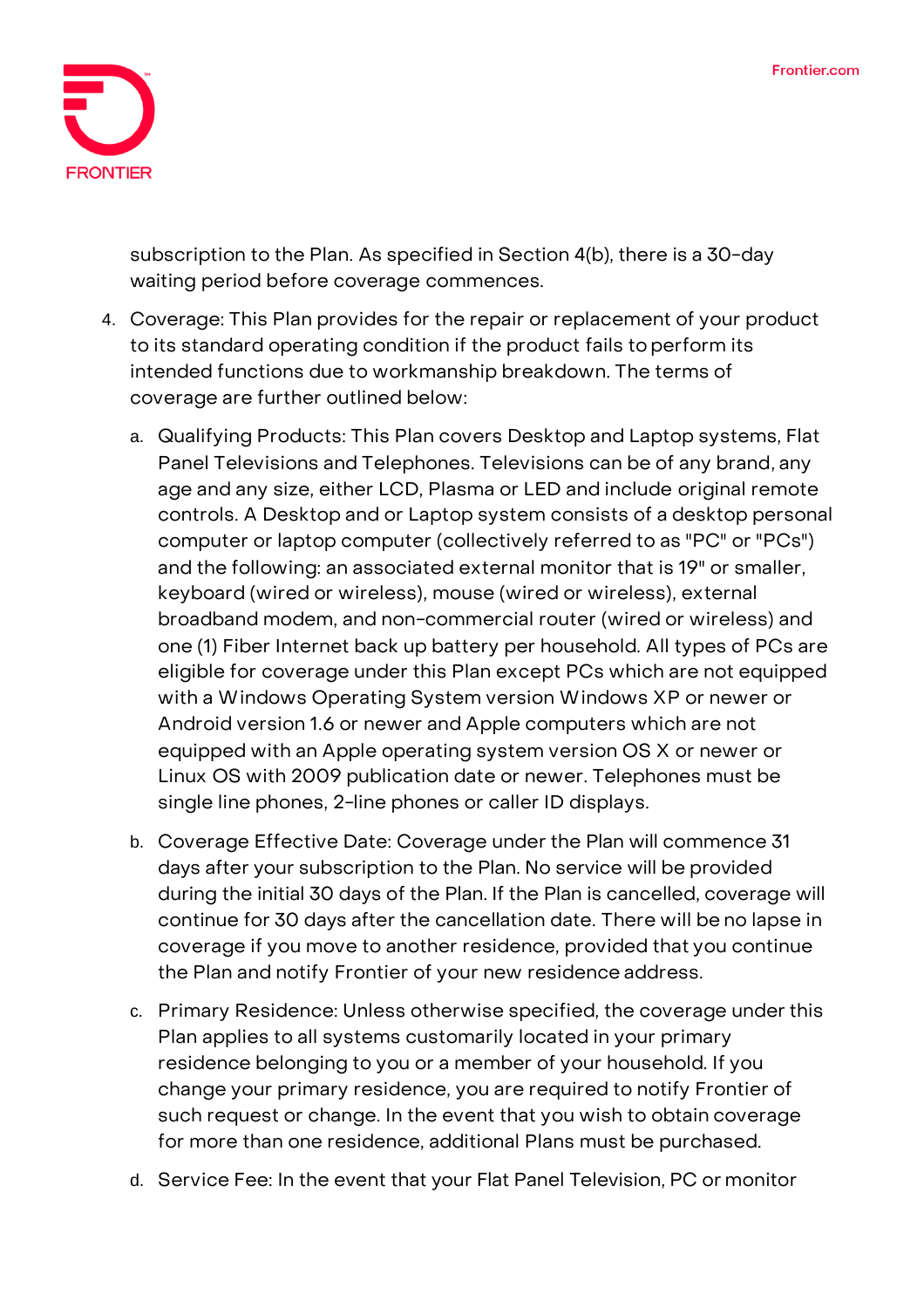subscription to the Plan. As specified in Section 4(b), there is a 30-day waiting period before coverage commences.

4. Coverage: This Plan provides for the repair or replacement of your product to its standard operating condition if the product fails to perform its intended functions due to workmanship breakdown. The terms of coverage are further outlined below:

   a. Qualifying Products: This Plan covers Desktop and Laptop systems, Flat Panel Televisions and Telephones. Televisions can be of any brand, any age and any size, either LCD, Plasma or LED and include original remote controls. A Desktop and or Laptop system consists of a desktop personal computer or laptop computer (collectively referred to as "PC" or "PCs") and the following: an associated external monitor that is 19" or smaller, keyboard (wired or wireless), mouse (wired or wireless), external broadband modem, and non-commercial router (wired or wireless) and one (1) Fiber Internet back up battery per household. All types of PCs are eligible for coverage under this Plan except PCs which are not equipped with a Windows Operating System version Windows XP or newer or Android version 1.6 or newer and Apple computers which are not equipped with an Apple operating system version OS X or newer or Linux OS with 2009 publication date or newer. Telephones must be single line phones, 2-line phones or caller ID displays.

   b. Coverage Effective Date: Coverage under the Plan will commence 31 days after your subscription to the Plan. No service will be provided during the initial 30 days of the Plan. If the Plan is cancelled, coverage will continue for 30 days after the cancellation date. There will be no lapse in coverage if you move to another residence, provided that you continue the Plan and notify Frontier of your new residence address.

   c. Primary Residence: Unless otherwise specified, the coverage under this Plan applies to all systems customarily located in your primary residence belonging to you or a member of your household. If you change your primary residence, you are required to notify Frontier of such request or change. In the event that you wish to obtain coverage for more than one residence, additional Plans must be purchased.

   d. Service Fee: In the event that your Flat Panel Television, PC or monitor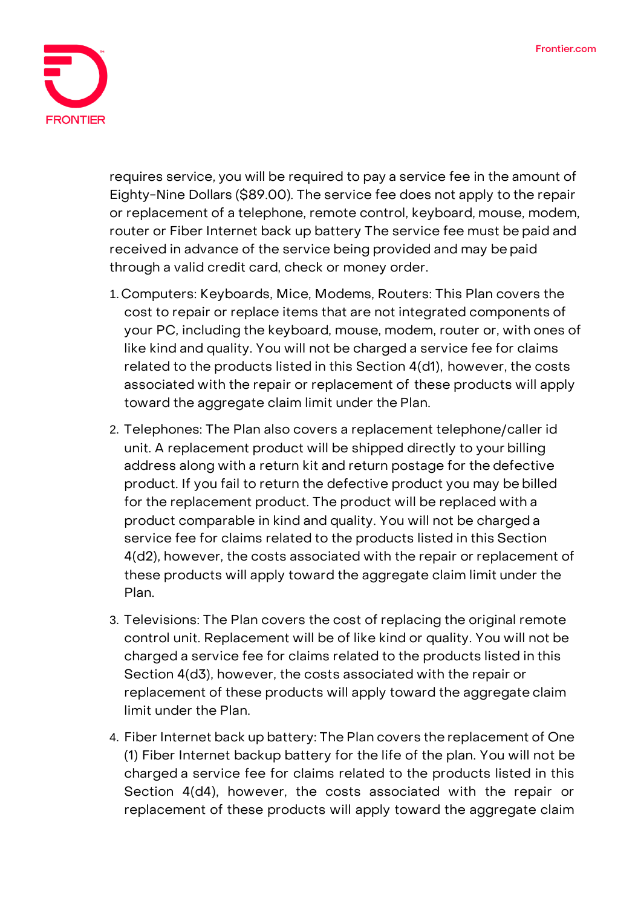requires service, you will be required to pay a service fee in the amount of Eighty-Nine Dollars ($89.00). The service fee does not apply to the repair or replacement of a telephone, remote control, keyboard, mouse, modem, router or Fiber Internet back up battery The service fee must be paid and received in advance of the service being provided and may be paid through a valid credit card, check or money order.

1. Computers: Keyboards, Mice, Modems, Routers: This Plan covers the cost to repair or replace items that are not integrated components of your PC, including the keyboard, mouse, modem, router or, with ones of like kind and quality. You will not be charged a service fee for claims related to the products listed in this Section 4(d1), however, the costs associated with the repair or replacement of these products will apply toward the aggregate claim limit under the Plan.

2. Telephones: The Plan also covers a replacement telephone/caller id unit. A replacement product will be shipped directly to your billing address along with a return kit and return postage for the defective product. If you fail to return the defective product you may be billed for the replacement product. The product will be replaced with a product comparable in kind and quality. You will not be charged a service fee for claims related to the products listed in this Section 4(d2), however, the costs associated with the repair or replacement of these products will apply toward the aggregate claim limit under the Plan.

3. Televisions: The Plan covers the cost of replacing the original remote control unit. Replacement will be of like kind or quality. You will not be charged a service fee for claims related to the products listed in this Section 4(d3), however, the costs associated with the repair or replacement of these products will apply toward the aggregate claim limit under the Plan.

4. Fiber Internet back up battery: The Plan covers the replacement of One (1) Fiber Internet backup battery for the life of the plan. You will not be charged a service fee for claims related to the products listed in this Section 4(d4), however, the costs associated with the repair or replacement of these products will apply toward the aggregate claim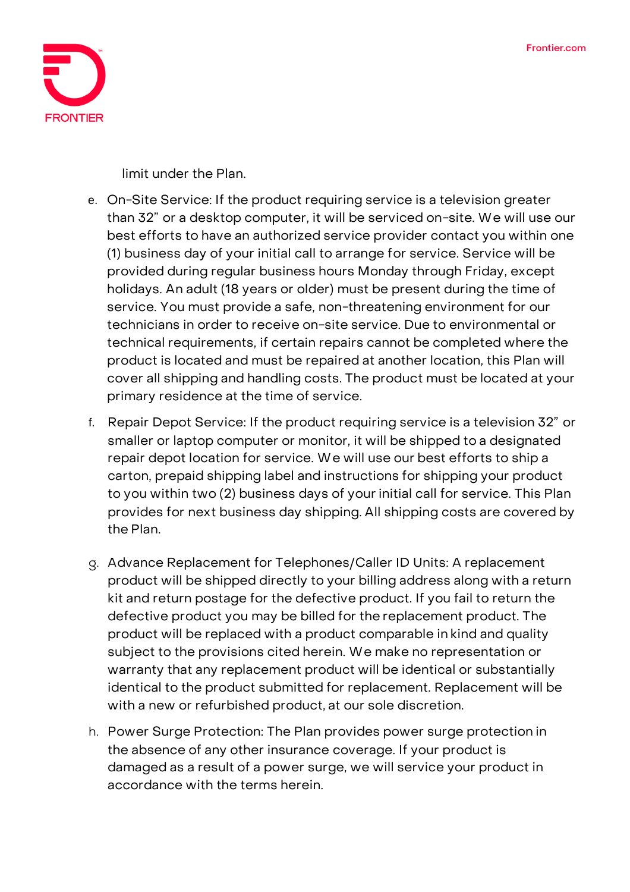limit under the Plan.

e. On-Site Service: If the product requiring service is a television greater than 32” or a desktop computer, it will be serviced on-site. We will use our best efforts to have an authorized service provider contact you within one (1) business day of your initial call to arrange for service. Service will be provided during regular business hours Monday through Friday, except holidays. An adult (18 years or older) must be present during the time of service. You must provide a safe, non-threatening environment for our technicians in order to receive on-site service. Due to environmental or technical requirements, if certain repairs cannot be completed where the product is located and must be repaired at another location, this Plan will cover all shipping and handling costs. The product must be located at your primary residence at the time of service.

f. Repair Depot Service: If the product requiring service is a television 32” or smaller or laptop computer or monitor, it will be shipped to a designated repair depot location for service. We will use our best efforts to ship a carton, prepaid shipping label and instructions for shipping your product to you within two (2) business days of your initial call for service. This Plan provides for next business day shipping. All shipping costs are covered by the Plan.

g. Advance Replacement for Telephones/Caller ID Units: A replacement product will be shipped directly to your billing address along with a return kit and return postage for the defective product. If you fail to return the defective product you may be billed for the replacement product. The product will be replaced with a product comparable in kind and quality subject to the provisions cited herein. We make no representation or warranty that any replacement product will be identical or substantially identical to the product submitted for replacement. Replacement will be with a new or refurbished product, at our sole discretion.

h. Power Surge Protection: The Plan provides power surge protection in the absence of any other insurance coverage. If your product is damaged as a result of a power surge, we will service your product in accordance with the terms herein.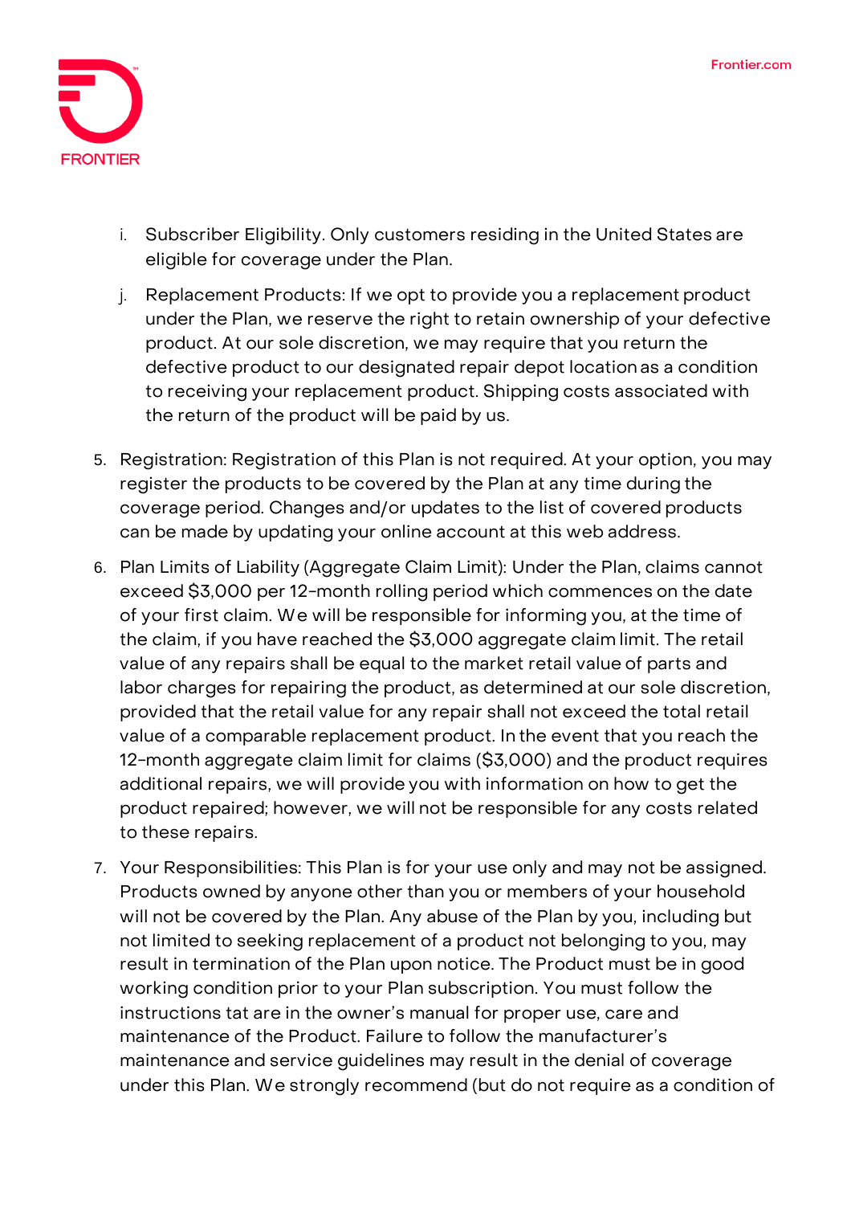i. Subscriber Eligibility. Only customers residing in the United States are eligible for coverage under the Plan.

j. Replacement Products: If we opt to provide you a replacement product under the Plan, we reserve the right to retain ownership of your defective product. At our sole discretion, we may require that you return the defective product to our designated repair depot location as a condition to receiving your replacement product. Shipping costs associated with the return of the product will be paid by us.

5. Registration: Registration of this Plan is not required. At your option, you may register the products to be covered by the Plan at any time during the coverage period. Changes and/or updates to the list of covered products can be made by updating your online account at this web address.

6. Plan Limits of Liability (Aggregate Claim Limit): Under the Plan, claims cannot exceed $3,000 per 12-month rolling period which commences on the date of your first claim. We will be responsible for informing you, at the time of the claim, if you have reached the $3,000 aggregate claim limit. The retail value of any repairs shall be equal to the market retail value of parts and labor charges for repairing the product, as determined at our sole discretion, provided that the retail value for any repair shall not exceed the total retail value of a comparable replacement product. In the event that you reach the 12-month aggregate claim limit for claims ($3,000) and the product requires additional repairs, we will provide you with information on how to get the product repaired; however, we will not be responsible for any costs related to these repairs.

7. Your Responsibilities: This Plan is for your use only and may not be assigned. Products owned by anyone other than you or members of your household will not be covered by the Plan. Any abuse of the Plan by you, including but not limited to seeking replacement of a product not belonging to you, may result in termination of the Plan upon notice. The Product must be in good working condition prior to your Plan subscription. You must follow the instructions tat are in the owner's manual for proper use, care and maintenance of the Product. Failure to follow the manufacturer's maintenance and service guidelines may result in the denial of coverage under this Plan. We strongly recommend (but do not require as a condition of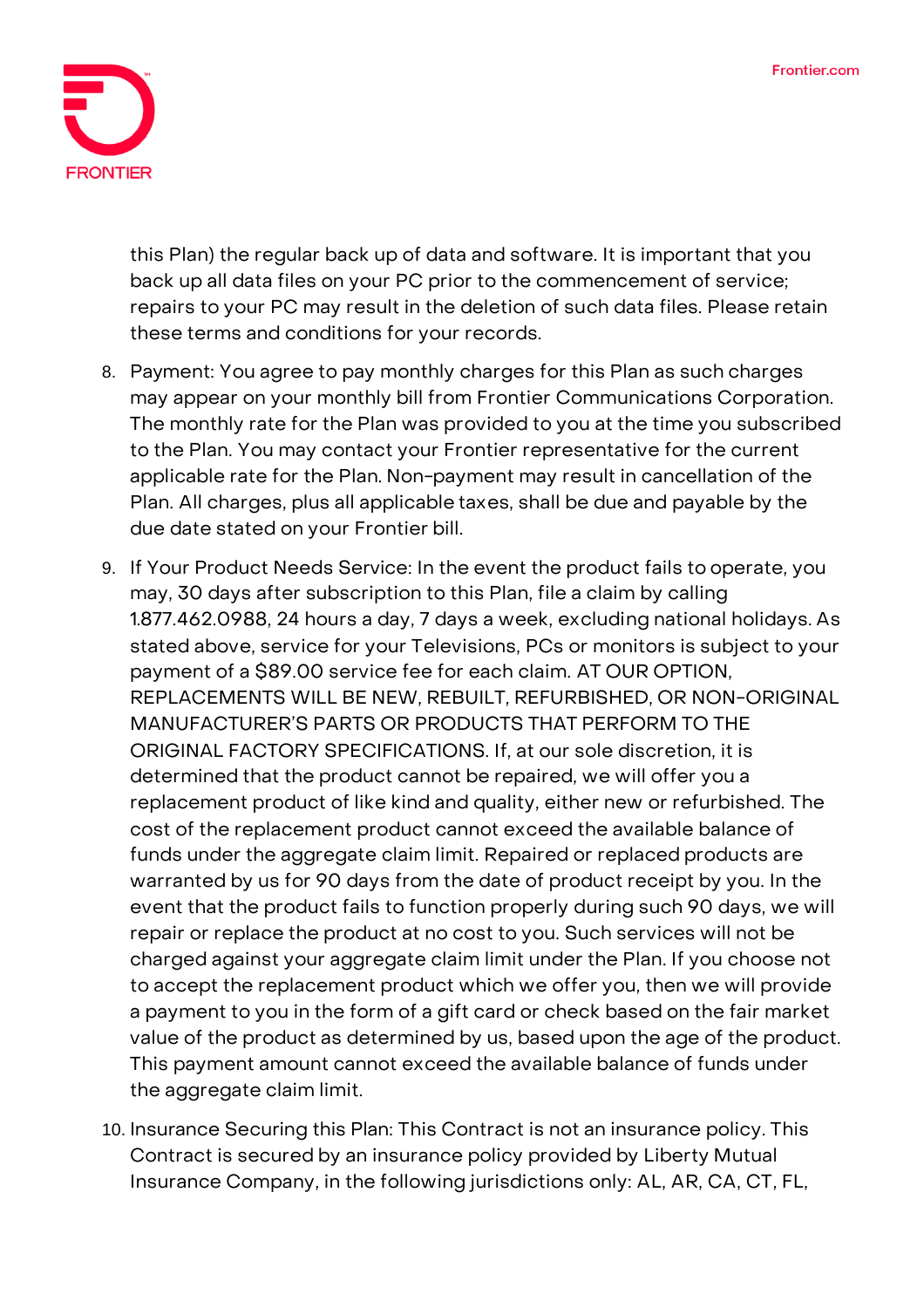this Plan) the regular back up of data and software. It is important that you back up all data files on your PC prior to the commencement of service; repairs to your PC may result in the deletion of such data files. Please retain these terms and conditions for your records.

8. Payment: You agree to pay monthly charges for this Plan as such charges may appear on your monthly bill from Frontier Communications Corporation. The monthly rate for the Plan was provided to you at the time you subscribed to the Plan. You may contact your Frontier representative for the current applicable rate for the Plan. Non-payment may result in cancellation of the Plan. All charges, plus all applicable taxes, shall be due and payable by the due date stated on your Frontier bill.
9. If Your Product Needs Service: In the event the product fails to operate, you may, 30 days after subscription to this Plan, file a claim by calling 1.877.462.0988, 24 hours a day, 7 days a week, excluding national holidays. As stated above, service for your Televisions, PCs or monitors is subject to your payment of a $89.00 service fee for each claim. AT OUR OPTION, REPLACEMENTS WILL BE NEW, REBUILT, REFURBISHED, OR NON-ORIGINAL MANUFACTURER'S PARTS OR PRODUCTS THAT PERFORM TO THE ORIGINAL FACTORY SPECIFICATIONS. If, at our sole discretion, it is determined that the product cannot be repaired, we will offer you a replacement product of like kind and quality, either new or refurbished. The cost of the replacement product cannot exceed the available balance of funds under the aggregate claim limit. Repaired or replaced products are warranted by us for 90 days from the date of product receipt by you. In the event that the product fails to function properly during such 90 days, we will repair or replace the product at no cost to you. Such services will not be charged against your aggregate claim limit under the Plan. If you choose not to accept the replacement product which we offer you, then we will provide a payment to you in the form of a gift card or check based on the fair market value of the product as determined by us, based upon the age of the product. This payment amount cannot exceed the available balance of funds under the aggregate claim limit.
10. Insurance Securing this Plan: This Contract is not an insurance policy. This Contract is secured by an insurance policy provided by Liberty Mutual Insurance Company, in the following jurisdictions only: AL, AR, CA, CT, FL,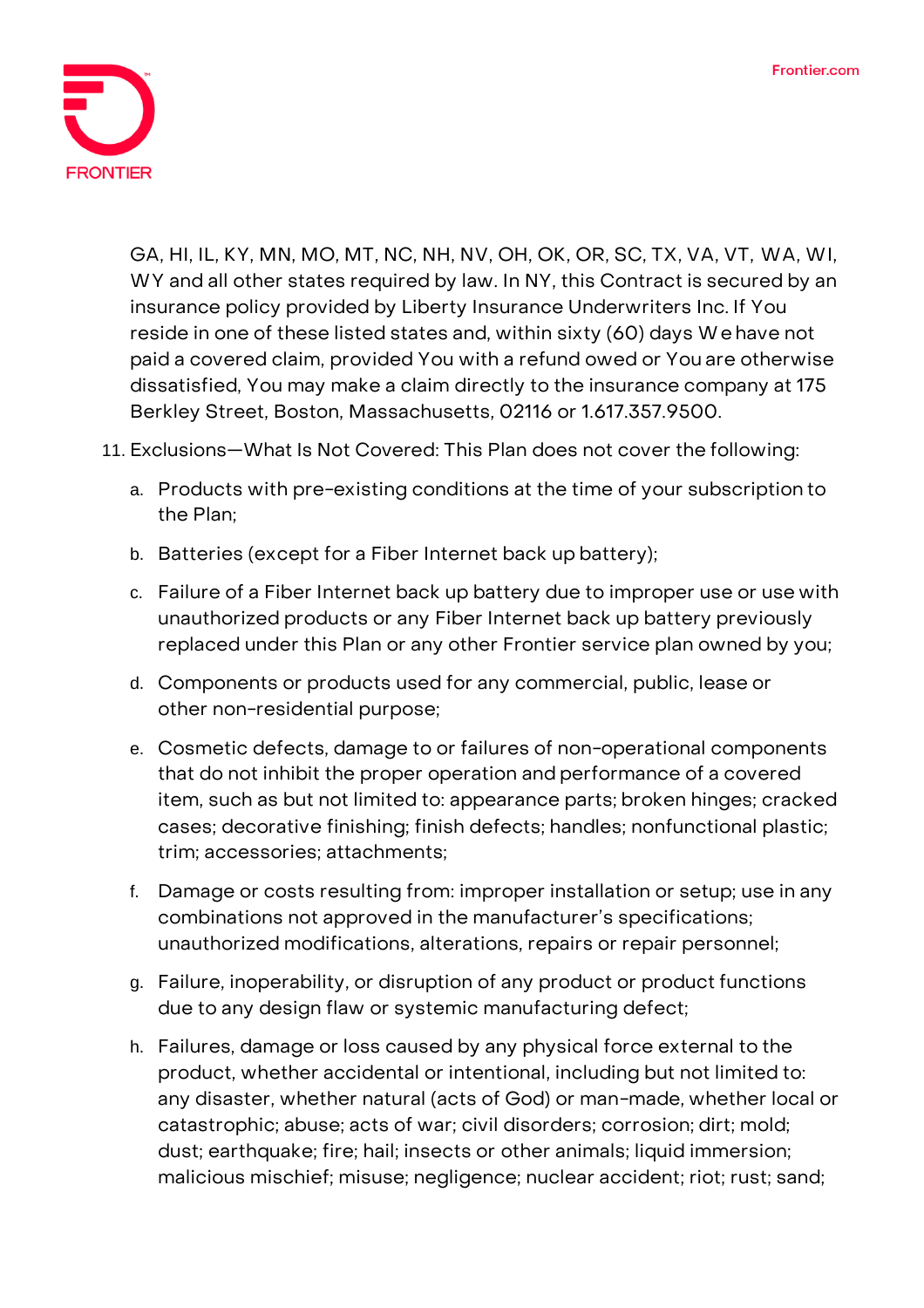GA, HI, IL, KY, MN, MO, MT, NC, NH, NV, OH, OK, OR, SC, TX, VA, VT, WA, WI, WY and all other states required by law. In NY, this Contract is secured by an insurance policy provided by Liberty Insurance Underwriters Inc. If You reside in one of these listed states and, within sixty (60) days We have not paid a covered claim, provided You with a refund owed or You are otherwise dissatisfied, You may make a claim directly to the insurance company at 175 Berkley Street, Boston, Massachusetts, 02116 or 1.617.357.9500.

11. Exclusions—What Is Not Covered: This Plan does not cover the following:
    a. Products with pre-existing conditions at the time of your subscription to the Plan;
    b. Batteries (except for a Fiber Internet back up battery);
    c. Failure of a Fiber Internet back up battery due to improper use or use with unauthorized products or any Fiber Internet back up battery previously replaced under this Plan or any other Frontier service plan owned by you;
    d. Components or products used for any commercial, public, lease or other non-residential purpose;
    e. Cosmetic defects, damage to or failures of non-operational components that do not inhibit the proper operation and performance of a covered item, such as but not limited to: appearance parts; broken hinges; cracked cases; decorative finishing; finish defects; handles; nonfunctional plastic; trim; accessories; attachments;
    f. Damage or costs resulting from: improper installation or setup; use in any combinations not approved in the manufacturer's specifications; unauthorized modifications, alterations, repairs or repair personnel;
    g. Failure, inoperability, or disruption of any product or product functions due to any design flaw or systemic manufacturing defect;
    h. Failures, damage or loss caused by any physical force external to the product, whether accidental or intentional, including but not limited to: any disaster, whether natural (acts of God) or man-made, whether local or catastrophic; abuse; acts of war; civil disorders; corrosion; dirt; mold; dust; earthquake; fire; hail; insects or other animals; liquid immersion; malicious mischief; misuse; negligence; nuclear accident; riot; rust; sand;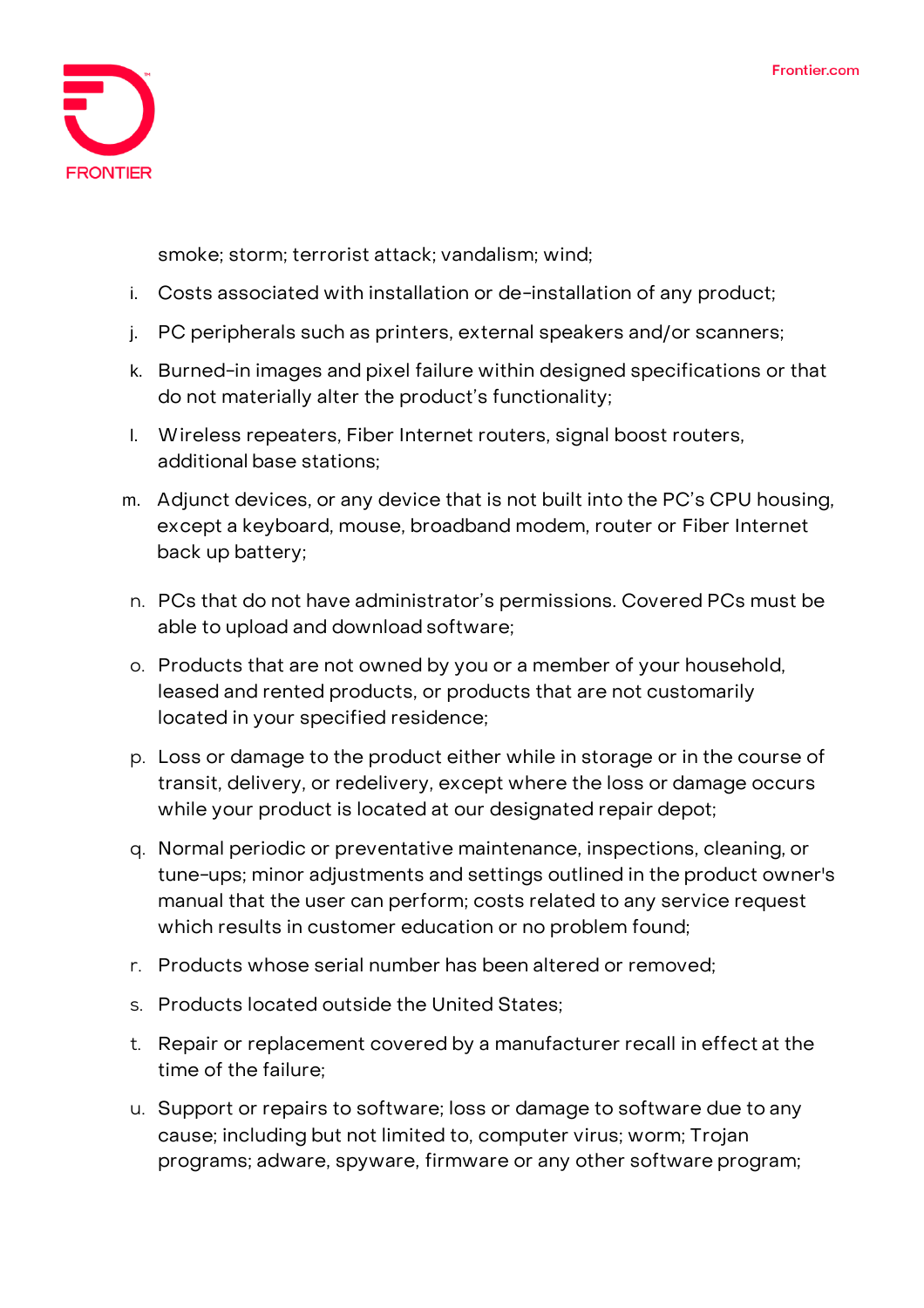smoke; storm; terrorist attack; vandalism; wind;

i. Costs associated with installation or de-installation of any product;
j. PC peripherals such as printers, external speakers and/or scanners;
k. Burned-in images and pixel failure within designed specifications or that do not materially alter the product's functionality;
l. Wireless repeaters, Fiber Internet routers, signal boost routers, additional base stations;
m. Adjunct devices, or any device that is not built into the PC's CPU housing, except a keyboard, mouse, broadband modem, router or Fiber Internet back up battery;
n. PCs that do not have administrator's permissions. Covered PCs must be able to upload and download software;
o. Products that are not owned by you or a member of your household, leased and rented products, or products that are not customarily located in your specified residence;
p. Loss or damage to the product either while in storage or in the course of transit, delivery, or redelivery, except where the loss or damage occurs while your product is located at our designated repair depot;
q. Normal periodic or preventative maintenance, inspections, cleaning, or tune-ups; minor adjustments and settings outlined in the product owner's manual that the user can perform; costs related to any service request which results in customer education or no problem found;
r. Products whose serial number has been altered or removed;
s. Products located outside the United States;
t. Repair or replacement covered by a manufacturer recall in effect at the time of the failure;
u. Support or repairs to software; loss or damage to software due to any cause; including but not limited to, computer virus; worm; Trojan programs; adware, spyware, firmware or any other software program;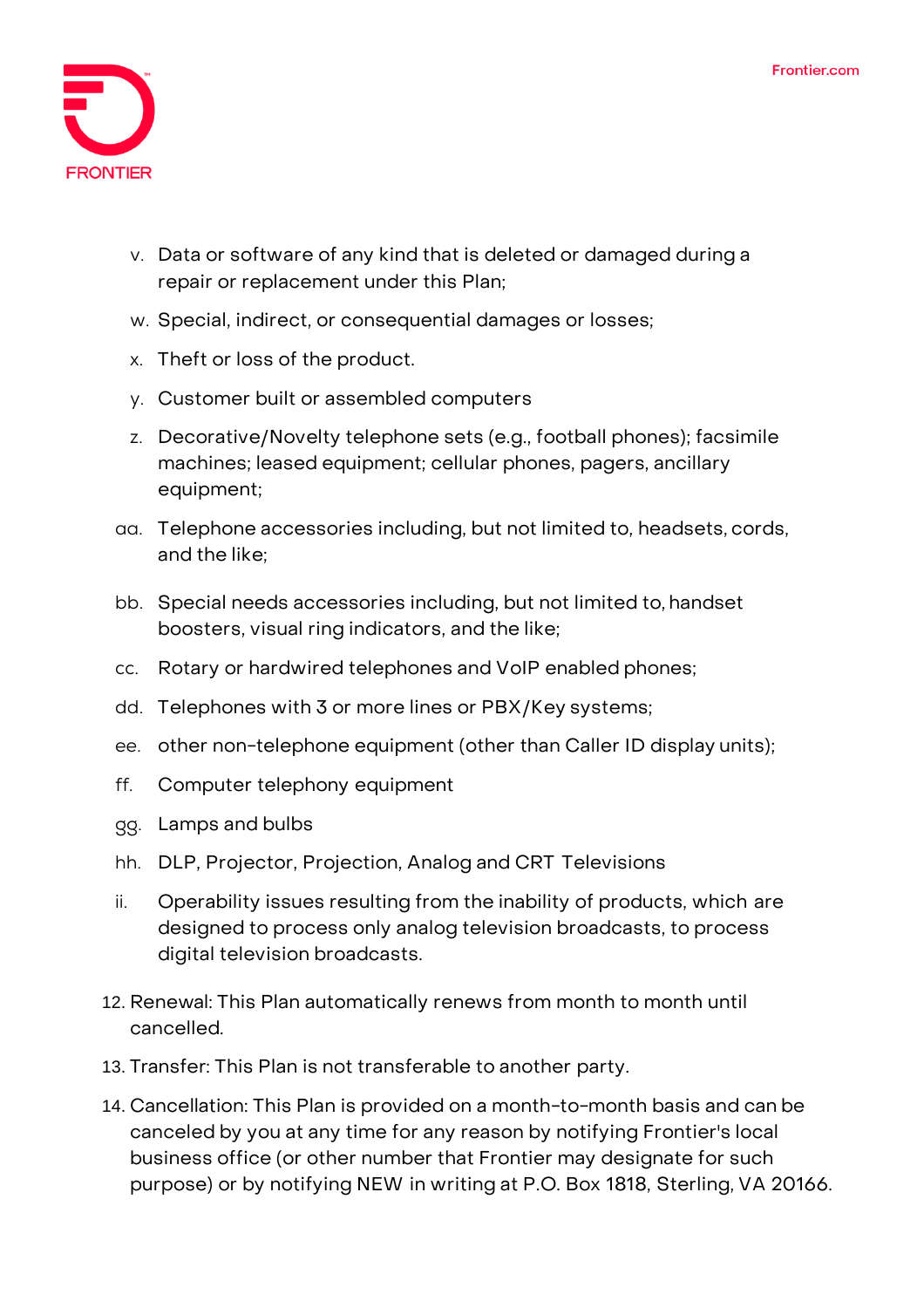v. Data or software of any kind that is deleted or damaged during a repair or replacement under this Plan;

w. Special, indirect, or consequential damages or losses;

x. Theft or loss of the product.

y. Customer built or assembled computers

z. Decorative/Novelty telephone sets (e.g., football phones); facsimile machines; leased equipment; cellular phones, pagers, ancillary equipment;

aa. Telephone accessories including, but not limited to, headsets, cords, and the like;

bb. Special needs accessories including, but not limited to, handset boosters, visual ring indicators, and the like;

cc. Rotary or hardwired telephones and VoIP enabled phones;

dd. Telephones with 3 or more lines or PBX/Key systems;

ee. other non-telephone equipment (other than Caller ID display units);

ff. Computer telephony equipment

gg. Lamps and bulbs

hh. DLP, Projector, Projection, Analog and CRT Televisions

ii. Operability issues resulting from the inability of products, which are designed to process only analog television broadcasts, to process digital television broadcasts.

12. Renewal: This Plan automatically renews from month to month until cancelled.
13. Transfer: This Plan is not transferable to another party.
14. Cancellation: This Plan is provided on a month-to-month basis and can be canceled by you at any time for any reason by notifying Frontier's local business office (or other number that Frontier may designate for such purpose) or by notifying NEW in writing at P.O. Box 1818, Sterling, VA 20166.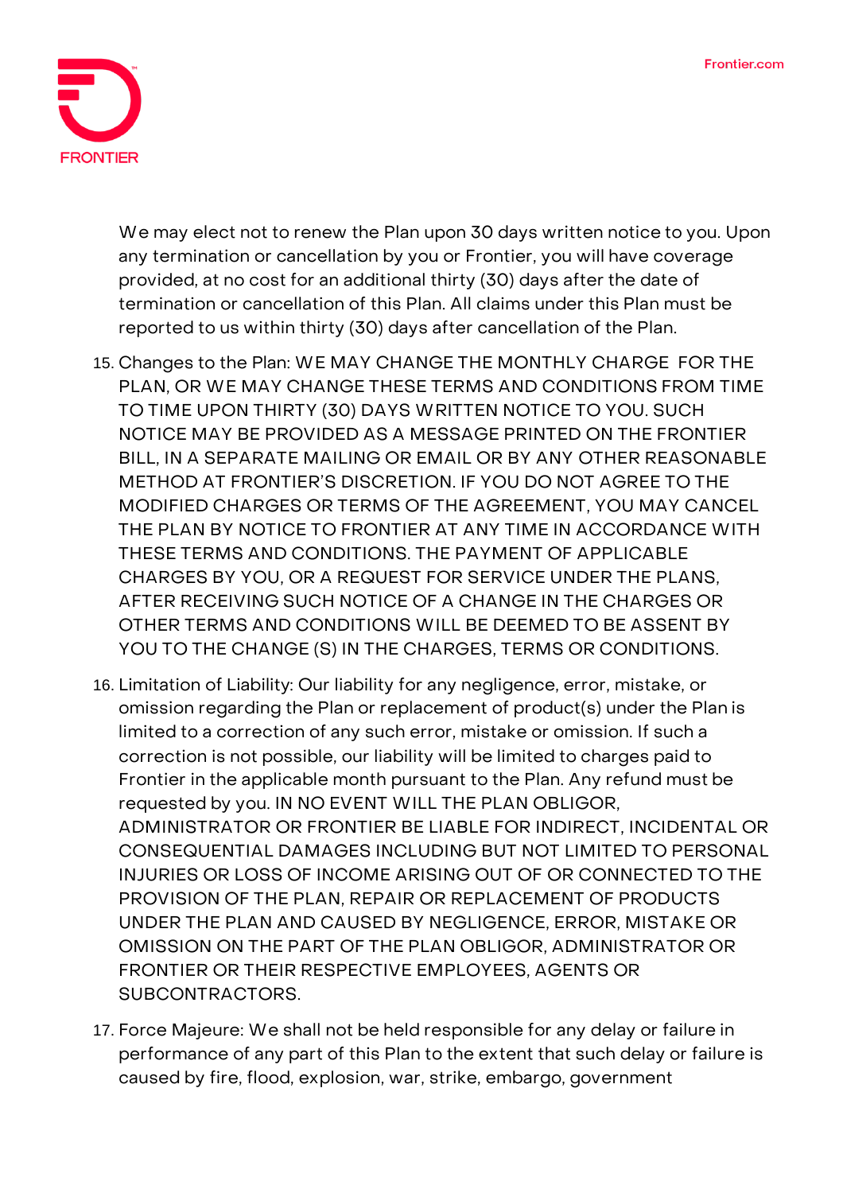We may elect not to renew the Plan upon 30 days written notice to you. Upon any termination or cancellation by you or Frontier, you will have coverage provided, at no cost for an additional thirty (30) days after the date of termination or cancellation of this Plan. All claims under this Plan must be reported to us within thirty (30) days after cancellation of the Plan.

15. Changes to the Plan: WE MAY CHANGE THE MONTHLY CHARGE FOR THE PLAN, OR WE MAY CHANGE THESE TERMS AND CONDITIONS FROM TIME TO TIME UPON THIRTY (30) DAYS WRITTEN NOTICE TO YOU. SUCH NOTICE MAY BE PROVIDED AS A MESSAGE PRINTED ON THE FRONTIER BILL, IN A SEPARATE MAILING OR EMAIL OR BY ANY OTHER REASONABLE METHOD AT FRONTIER'S DISCRETION. IF YOU DO NOT AGREE TO THE MODIFIED CHARGES OR TERMS OF THE AGREEMENT, YOU MAY CANCEL THE PLAN BY NOTICE TO FRONTIER AT ANY TIME IN ACCORDANCE WITH THESE TERMS AND CONDITIONS. THE PAYMENT OF APPLICABLE CHARGES BY YOU, OR A REQUEST FOR SERVICE UNDER THE PLANS, AFTER RECEIVING SUCH NOTICE OF A CHANGE IN THE CHARGES OR OTHER TERMS AND CONDITIONS WILL BE DEEMED TO BE ASSENT BY YOU TO THE CHANGE (S) IN THE CHARGES, TERMS OR CONDITIONS.

16. Limitation of Liability: Our liability for any negligence, error, mistake, or omission regarding the Plan or replacement of product(s) under the Plan is limited to a correction of any such error, mistake or omission. If such a correction is not possible, our liability will be limited to charges paid to Frontier in the applicable month pursuant to the Plan. Any refund must be requested by you. IN NO EVENT WILL THE PLAN OBLIGOR, ADMINISTRATOR OR FRONTIER BE LIABLE FOR INDIRECT, INCIDENTAL OR CONSEQUENTIAL DAMAGES INCLUDING BUT NOT LIMITED TO PERSONAL INJURIES OR LOSS OF INCOME ARISING OUT OF OR CONNECTED TO THE PROVISION OF THE PLAN, REPAIR OR REPLACEMENT OF PRODUCTS UNDER THE PLAN AND CAUSED BY NEGLIGENCE, ERROR, MISTAKE OR OMISSION ON THE PART OF THE PLAN OBLIGOR, ADMINISTRATOR OR FRONTIER OR THEIR RESPECTIVE EMPLOYEES, AGENTS OR SUBCONTRACTORS.

17. Force Majeure: We shall not be held responsible for any delay or failure in performance of any part of this Plan to the extent that such delay or failure is caused by fire, flood, explosion, war, strike, embargo, government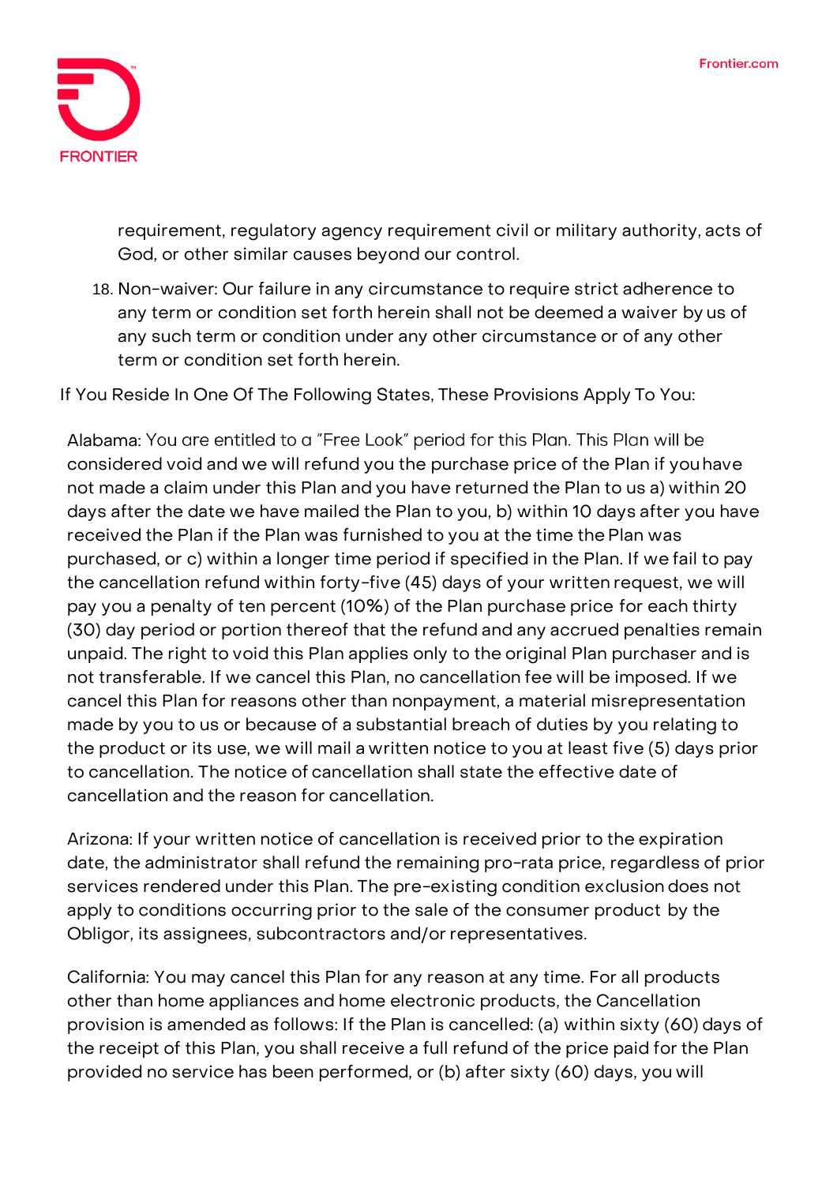requirement, regulatory agency requirement civil or military authority, acts of God, or other similar causes beyond our control.

18. Non-waiver: Our failure in any circumstance to require strict adherence to any term or condition set forth herein shall not be deemed a waiver by us of any such term or condition under any other circumstance or of any other term or condition set forth herein.

If You Reside In One Of The Following States, These Provisions Apply To You:

Alabama: You are entitled to a "Free Look" period for this Plan. This Plan will be considered void and we will refund you the purchase price of the Plan if you have not made a claim under this Plan and you have returned the Plan to us a) within 20 days after the date we have mailed the Plan to you, b) within 10 days after you have received the Plan if the Plan was furnished to you at the time the Plan was purchased, or c) within a longer time period if specified in the Plan. If we fail to pay the cancellation refund within forty-five (45) days of your written request, we will pay you a penalty of ten percent (10%) of the Plan purchase price for each thirty (30) day period or portion thereof that the refund and any accrued penalties remain unpaid. The right to void this Plan applies only to the original Plan purchaser and is not transferable. If we cancel this Plan, no cancellation fee will be imposed. If we cancel this Plan for reasons other than nonpayment, a material misrepresentation made by you to us or because of a substantial breach of duties by you relating to the product or its use, we will mail a written notice to you at least five (5) days prior to cancellation. The notice of cancellation shall state the effective date of cancellation and the reason for cancellation.

Arizona: If your written notice of cancellation is received prior to the expiration date, the administrator shall refund the remaining pro-rata price, regardless of prior services rendered under this Plan. The pre-existing condition exclusion does not apply to conditions occurring prior to the sale of the consumer product by the Obligor, its assignees, subcontractors and/or representatives.

California: You may cancel this Plan for any reason at any time. For all products other than home appliances and home electronic products, the Cancellation provision is amended as follows: If the Plan is cancelled: (a) within sixty (60) days of the receipt of this Plan, you shall receive a full refund of the price paid for the Plan provided no service has been performed, or (b) after sixty (60) days, you will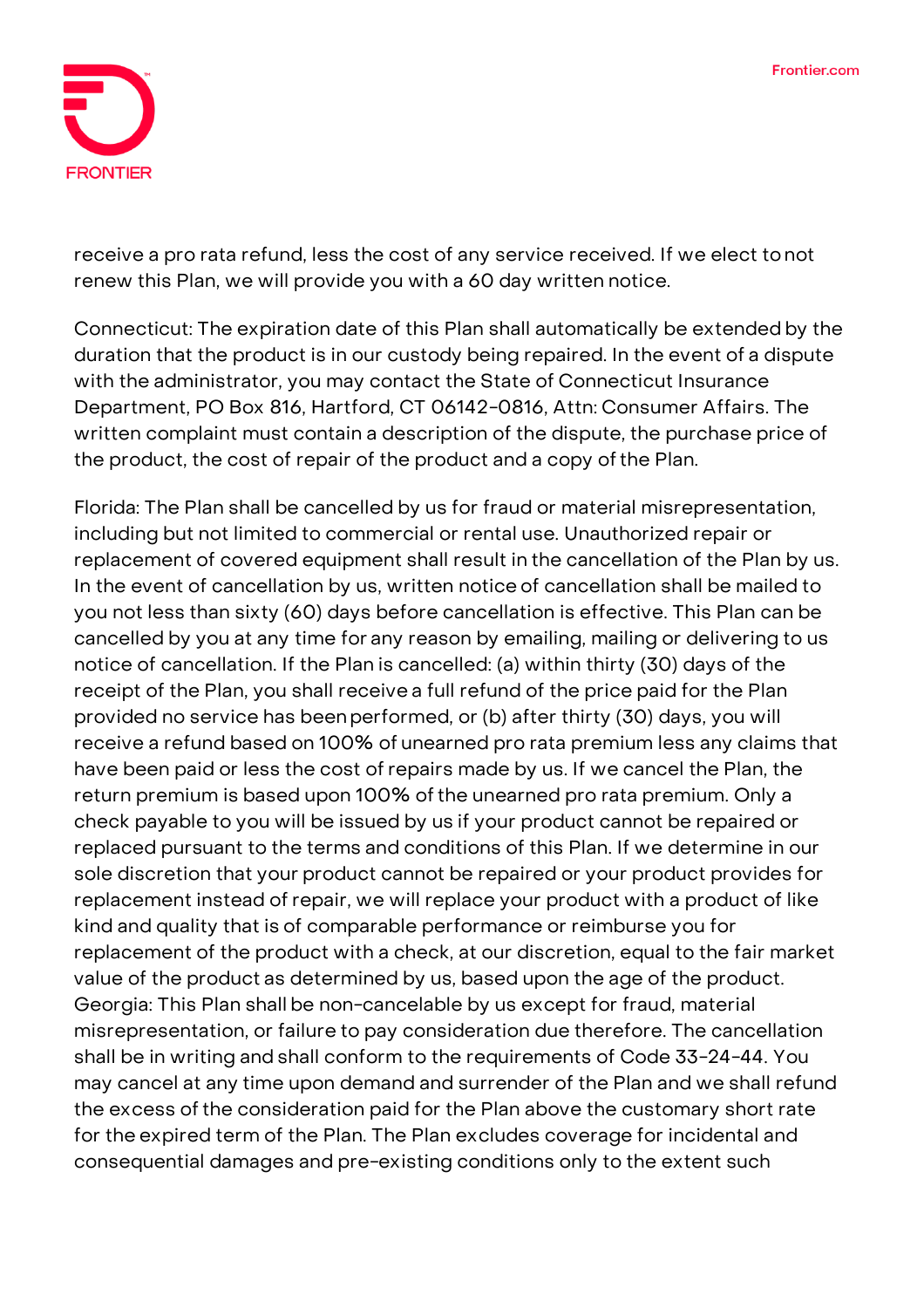receive a pro rata refund, less the cost of any service received. If we elect to not renew this Plan, we will provide you with a 60 day written notice.

Connecticut: The expiration date of this Plan shall automatically be extended by the duration that the product is in our custody being repaired. In the event of a dispute with the administrator, you may contact the State of Connecticut Insurance Department, PO Box 816, Hartford, CT 06142-0816, Attn: Consumer Affairs. The written complaint must contain a description of the dispute, the purchase price of the product, the cost of repair of the product and a copy of the Plan.

Florida: The Plan shall be cancelled by us for fraud or material misrepresentation, including but not limited to commercial or rental use. Unauthorized repair or replacement of covered equipment shall result in the cancellation of the Plan by us. In the event of cancellation by us, written notice of cancellation shall be mailed to you not less than sixty (60) days before cancellation is effective. This Plan can be cancelled by you at any time for any reason by emailing, mailing or delivering to us notice of cancellation. If the Plan is cancelled: (a) within thirty (30) days of the receipt of the Plan, you shall receive a full refund of the price paid for the Plan provided no service has been performed, or (b) after thirty (30) days, you will receive a refund based on 100% of unearned pro rata premium less any claims that have been paid or less the cost of repairs made by us. If we cancel the Plan, the return premium is based upon 100% of the unearned pro rata premium. Only a check payable to you will be issued by us if your product cannot be repaired or replaced pursuant to the terms and conditions of this Plan. If we determine in our sole discretion that your product cannot be repaired or your product provides for replacement instead of repair, we will replace your product with a product of like kind and quality that is of comparable performance or reimburse you for replacement of the product with a check, at our discretion, equal to the fair market value of the product as determined by us, based upon the age of the product.

Georgia: This Plan shall be non-cancelable by us except for fraud, material misrepresentation, or failure to pay consideration due therefore. The cancellation shall be in writing and shall conform to the requirements of Code 33-24-44. You may cancel at any time upon demand and surrender of the Plan and we shall refund the excess of the consideration paid for the Plan above the customary short rate for the expired term of the Plan. The Plan excludes coverage for incidental and consequential damages and pre-existing conditions only to the extent such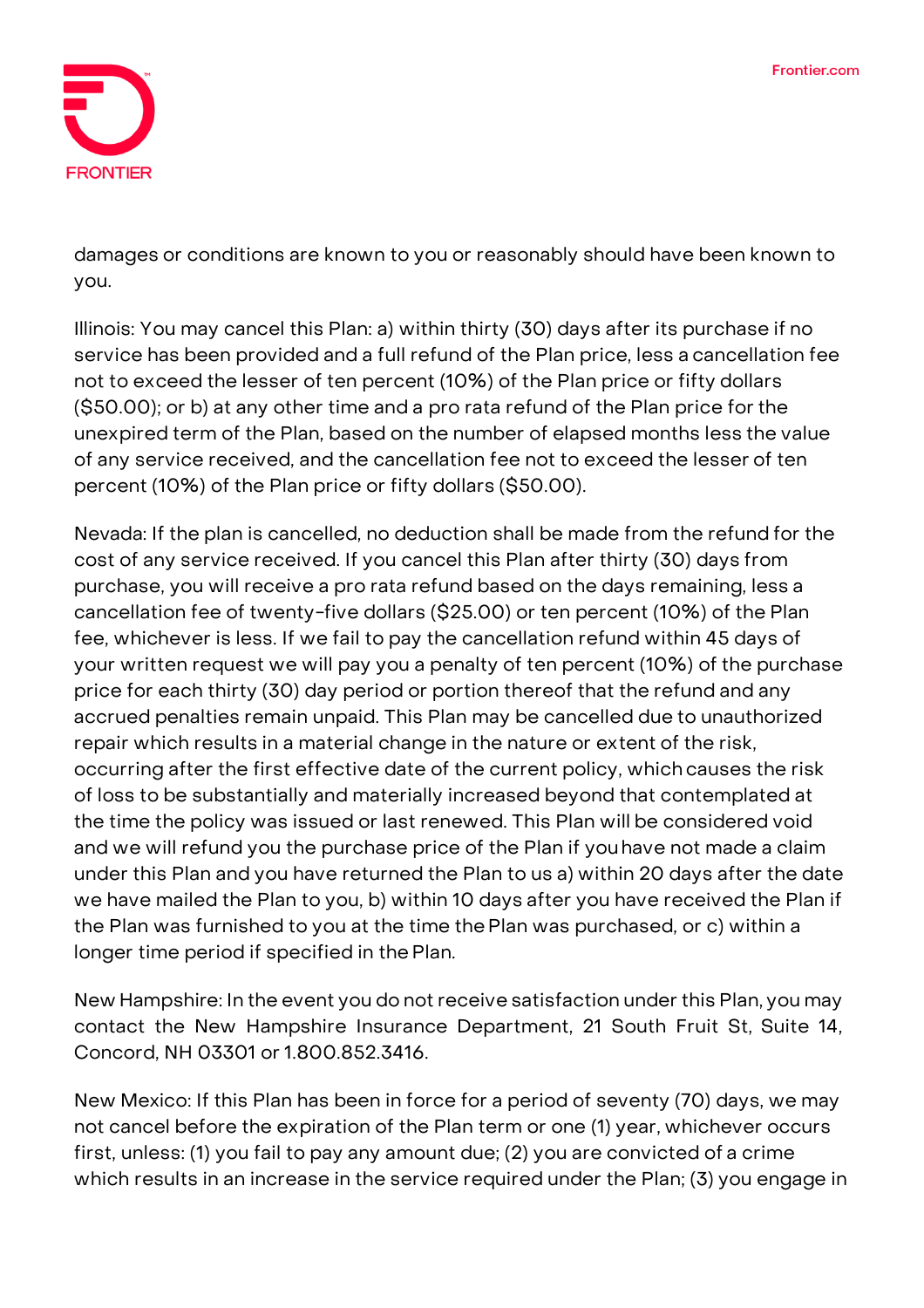damages or conditions are known to you or reasonably should have been known to you.

Illinois: You may cancel this Plan: a) within thirty (30) days after its purchase if no service has been provided and a full refund of the Plan price, less a cancellation fee not to exceed the lesser of ten percent (10%) of the Plan price or fifty dollars ($50.00); or b) at any other time and a pro rata refund of the Plan price for the unexpired term of the Plan, based on the number of elapsed months less the value of any service received, and the cancellation fee not to exceed the lesser of ten percent (10%) of the Plan price or fifty dollars ($50.00).

Nevada: If the plan is cancelled, no deduction shall be made from the refund for the cost of any service received. If you cancel this Plan after thirty (30) days from purchase, you will receive a pro rata refund based on the days remaining, less a cancellation fee of twenty-five dollars ($25.00) or ten percent (10%) of the Plan fee, whichever is less. If we fail to pay the cancellation refund within 45 days of your written request we will pay you a penalty of ten percent (10%) of the purchase price for each thirty (30) day period or portion thereof that the refund and any accrued penalties remain unpaid. This Plan may be cancelled due to unauthorized repair which results in a material change in the nature or extent of the risk, occurring after the first effective date of the current policy, which causes the risk of loss to be substantially and materially increased beyond that contemplated at the time the policy was issued or last renewed. This Plan will be considered void and we will refund you the purchase price of the Plan if you have not made a claim under this Plan and you have returned the Plan to us a) within 20 days after the date we have mailed the Plan to you, b) within 10 days after you have received the Plan if the Plan was furnished to you at the time the Plan was purchased, or c) within a longer time period if specified in the Plan.

New Hampshire: In the event you do not receive satisfaction under this Plan, you may contact the New Hampshire Insurance Department, 21 South Fruit St, Suite 14, Concord, NH 03301 or 1.800.852.3416.

New Mexico: If this Plan has been in force for a period of seventy (70) days, we may not cancel before the expiration of the Plan term or one (1) year, whichever occurs first, unless: (1) you fail to pay any amount due; (2) you are convicted of a crime which results in an increase in the service required under the Plan; (3) you engage in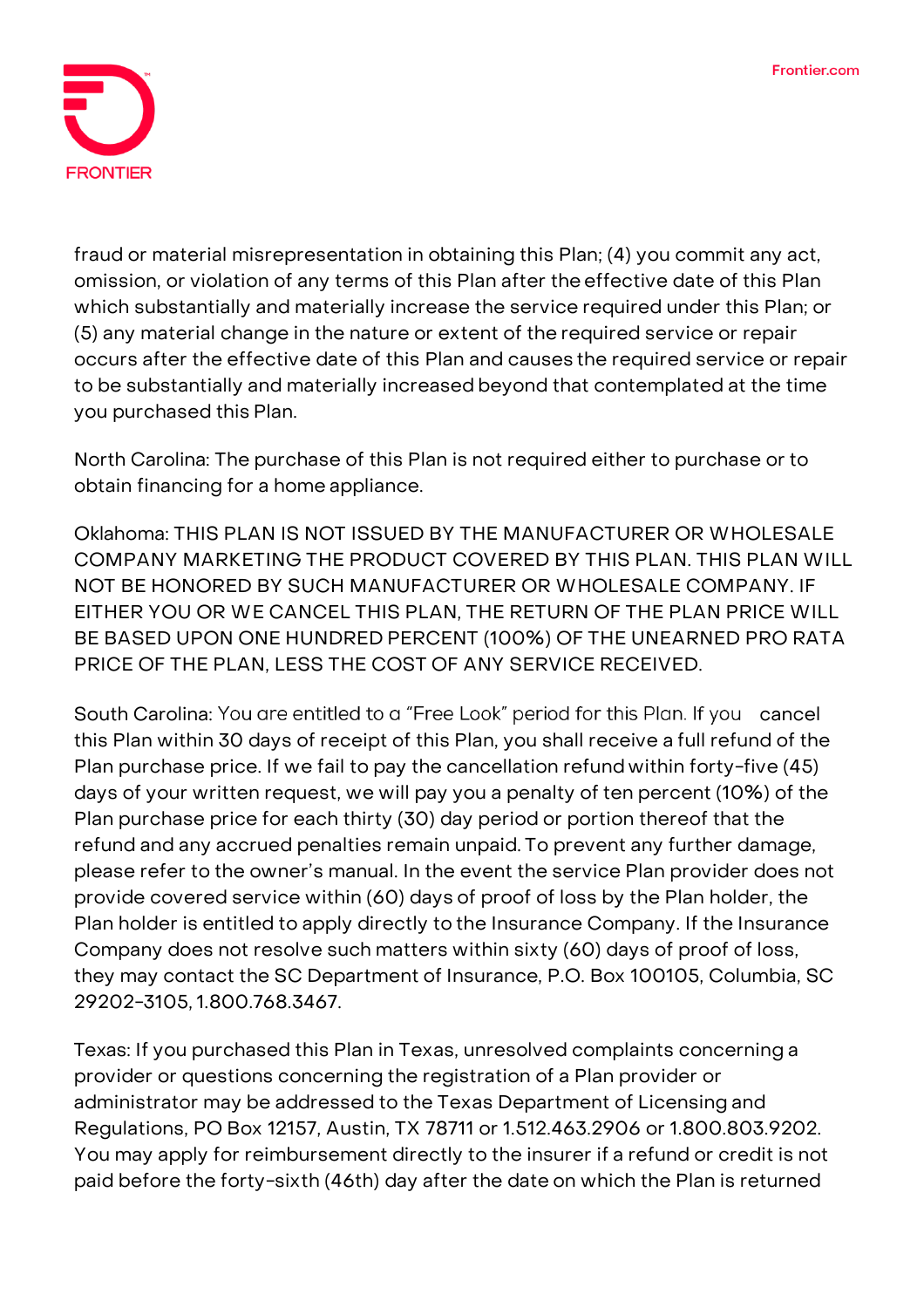fraud or material misrepresentation in obtaining this Plan; (4) you commit any act, omission, or violation of any terms of this Plan after the effective date of this Plan which substantially and materially increase the service required under this Plan; or (5) any material change in the nature or extent of the required service or repair occurs after the effective date of this Plan and causes the required service or repair to be substantially and materially increased beyond that contemplated at the time you purchased this Plan.

North Carolina: The purchase of this Plan is not required either to purchase or to obtain financing for a home appliance.

Oklahoma: THIS PLAN IS NOT ISSUED BY THE MANUFACTURER OR WHOLESALE COMPANY MARKETING THE PRODUCT COVERED BY THIS PLAN. THIS PLAN WILL NOT BE HONORED BY SUCH MANUFACTURER OR WHOLESALE COMPANY. IF EITHER YOU OR WE CANCEL THIS PLAN, THE RETURN OF THE PLAN PRICE WILL BE BASED UPON ONE HUNDRED PERCENT (100%) OF THE UNEARNED PRO RATA PRICE OF THE PLAN, LESS THE COST OF ANY SERVICE RECEIVED.

South Carolina: You are entitled to a "Free Look" period for this Plan. If you cancel this Plan within 30 days of receipt of this Plan, you shall receive a full refund of the Plan purchase price. If we fail to pay the cancellation refund within forty-five (45) days of your written request, we will pay you a penalty of ten percent (10%) of the Plan purchase price for each thirty (30) day period or portion thereof that the refund and any accrued penalties remain unpaid. To prevent any further damage, please refer to the owner's manual. In the event the service Plan provider does not provide covered service within (60) days of proof of loss by the Plan holder, the Plan holder is entitled to apply directly to the Insurance Company. If the Insurance Company does not resolve such matters within sixty (60) days of proof of loss, they may contact the SC Department of Insurance, P.O. Box 100105, Columbia, SC 29202-3105, 1.800.768.3467.

Texas: If you purchased this Plan in Texas, unresolved complaints concerning a provider or questions concerning the registration of a Plan provider or administrator may be addressed to the Texas Department of Licensing and Regulations, PO Box 12157, Austin, TX 78711 or 1.512.463.2906 or 1.800.803.9202. You may apply for reimbursement directly to the insurer if a refund or credit is not paid before the forty-sixth (46th) day after the date on which the Plan is returned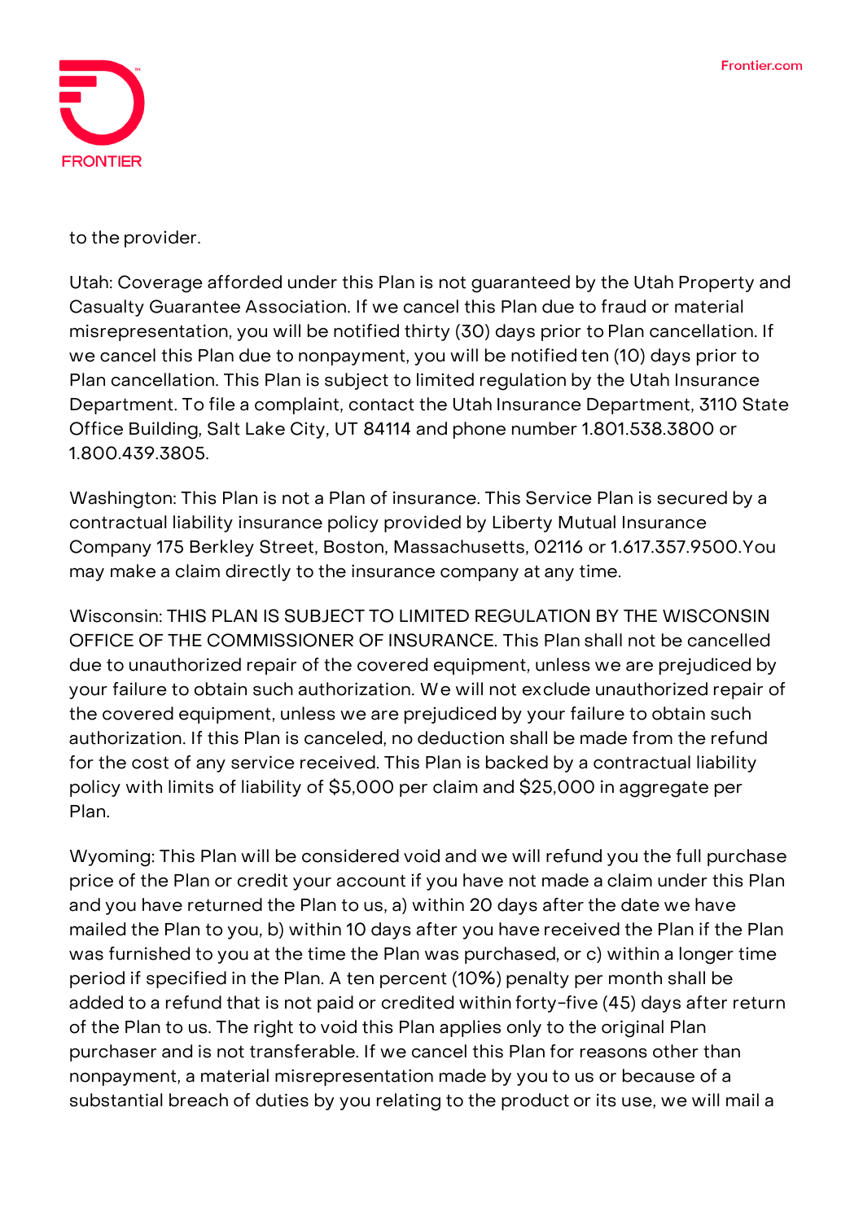to the provider.

Utah: Coverage afforded under this Plan is not guaranteed by the Utah Property and Casualty Guarantee Association. If we cancel this Plan due to fraud or material misrepresentation, you will be notified thirty (30) days prior to Plan cancellation. If we cancel this Plan due to nonpayment, you will be notified ten (10) days prior to Plan cancellation. This Plan is subject to limited regulation by the Utah Insurance Department. To file a complaint, contact the Utah Insurance Department, 3110 State Office Building, Salt Lake City, UT 84114 and phone number 1.801.538.3800 or 1.800.439.3805.

Washington: This Plan is not a Plan of insurance. This Service Plan is secured by a contractual liability insurance policy provided by Liberty Mutual Insurance Company 175 Berkley Street, Boston, Massachusetts, 02116 or 1.617.357.9500.You may make a claim directly to the insurance company at any time.

Wisconsin: THIS PLAN IS SUBJECT TO LIMITED REGULATION BY THE WISCONSIN OFFICE OF THE COMMISSIONER OF INSURANCE. This Plan shall not be cancelled due to unauthorized repair of the covered equipment, unless we are prejudiced by your failure to obtain such authorization. We will not exclude unauthorized repair of the covered equipment, unless we are prejudiced by your failure to obtain such authorization. If this Plan is canceled, no deduction shall be made from the refund for the cost of any service received. This Plan is backed by a contractual liability policy with limits of liability of $5,000 per claim and $25,000 in aggregate per Plan.

Wyoming: This Plan will be considered void and we will refund you the full purchase price of the Plan or credit your account if you have not made a claim under this Plan and you have returned the Plan to us, a) within 20 days after the date we have mailed the Plan to you, b) within 10 days after you have received the Plan if the Plan was furnished to you at the time the Plan was purchased, or c) within a longer time period if specified in the Plan. A ten percent (10%) penalty per month shall be added to a refund that is not paid or credited within forty-five (45) days after return of the Plan to us. The right to void this Plan applies only to the original Plan purchaser and is not transferable. If we cancel this Plan for reasons other than nonpayment, a material misrepresentation made by you to us or because of a substantial breach of duties by you relating to the product or its use, we will mail a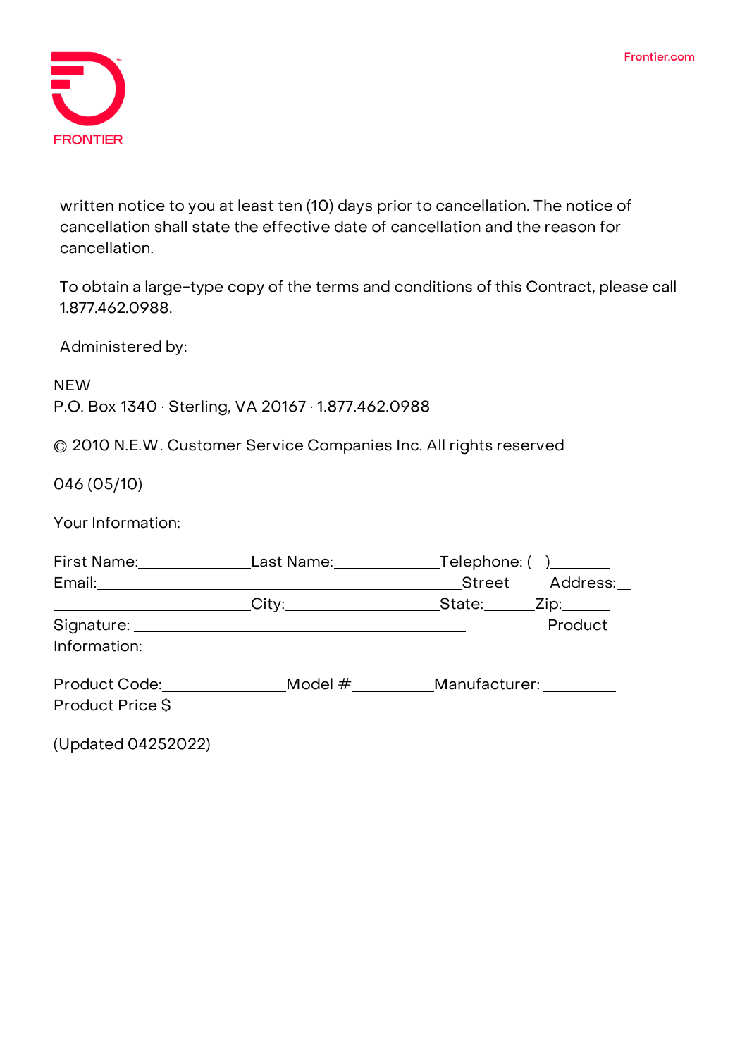written notice to you at least ten (10) days prior to cancellation. The notice of cancellation shall state the effective date of cancellation and the reason for cancellation.

To obtain a large-type copy of the terms and conditions of this Contract, please call 1.877.462.0988.

Administered by:

NEW
P.O. Box 1340 · Sterling, VA 20167 · 1.877.462.0988

© 2010 N.E.W. Customer Service Companies Inc. All rights reserved

046 (05/10)

Your Information:

First Name:______________Last Name:_____________Telephone: (   )_______
Email:_____________________________________________Street Address:__
________________________City:__________________State:______Zip:______
Signature: __________________________________________ Product Information:

Product Code:_______________Model #__________Manufacturer: _________
Product Price $ _______________

(Updated 04252022)